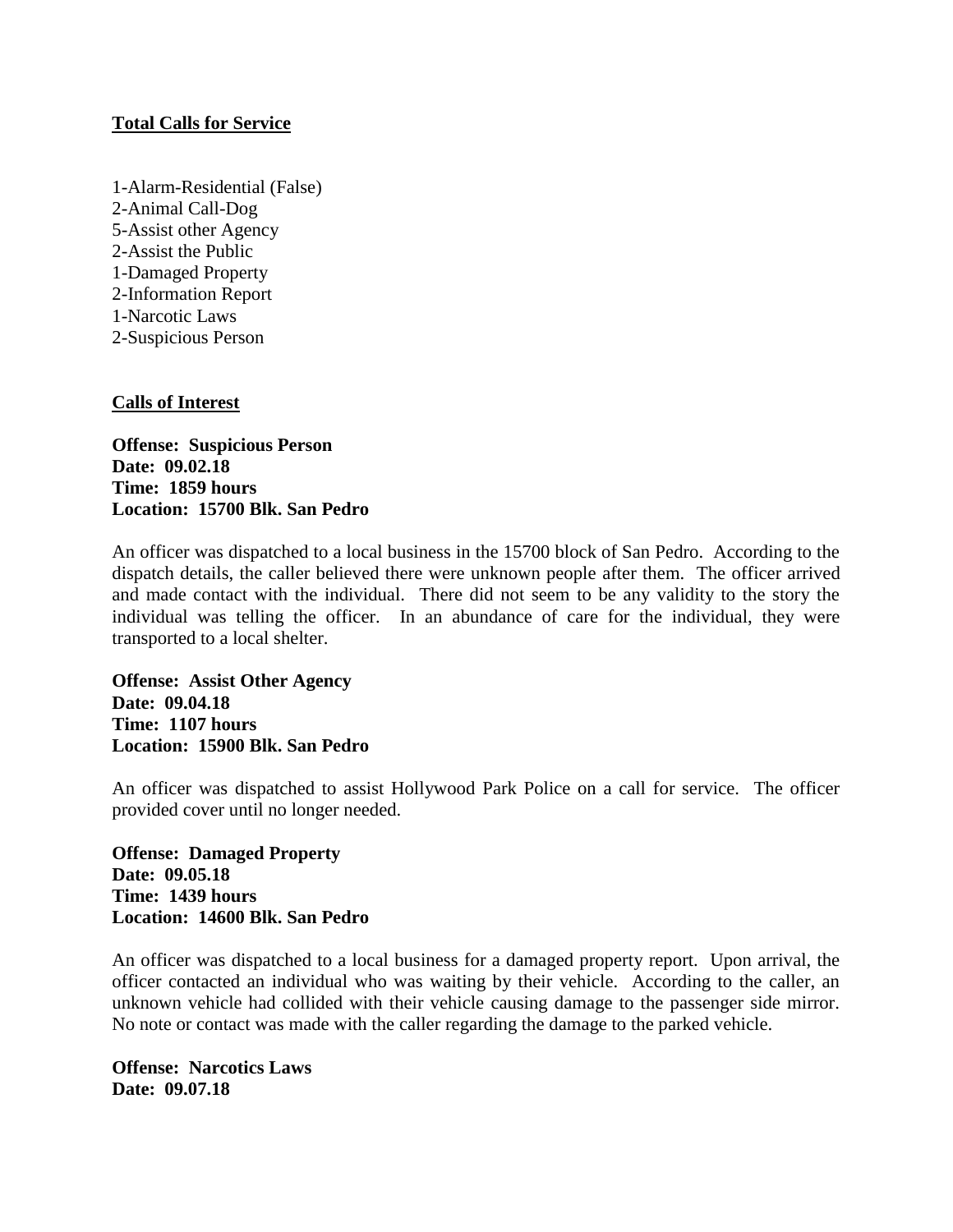**Total Calls for Service**

1-Alarm-Residential (False)
2-Animal Call-Dog
5-Assist other Agency
2-Assist the Public
1-Damaged Property
2-Information Report
1-Narcotic Laws
2-Suspicious Person

**Calls of Interest**

**Offense: Suspicious Person**
**Date: 09.02.18**
**Time: 1859 hours**
**Location: 15700 Blk. San Pedro**

An officer was dispatched to a local business in the 15700 block of San Pedro. According to the dispatch details, the caller believed there were unknown people after them. The officer arrived and made contact with the individual. There did not seem to be any validity to the story the individual was telling the officer. In an abundance of care for the individual, they were transported to a local shelter.

**Offense: Assist Other Agency**
**Date: 09.04.18**
**Time: 1107 hours**
**Location: 15900 Blk. San Pedro**

An officer was dispatched to assist Hollywood Park Police on a call for service. The officer provided cover until no longer needed.

**Offense: Damaged Property**
**Date: 09.05.18**
**Time: 1439 hours**
**Location: 14600 Blk. San Pedro**

An officer was dispatched to a local business for a damaged property report. Upon arrival, the officer contacted an individual who was waiting by their vehicle. According to the caller, an unknown vehicle had collided with their vehicle causing damage to the passenger side mirror. No note or contact was made with the caller regarding the damage to the parked vehicle.

**Offense: Narcotics Laws**
**Date: 09.07.18**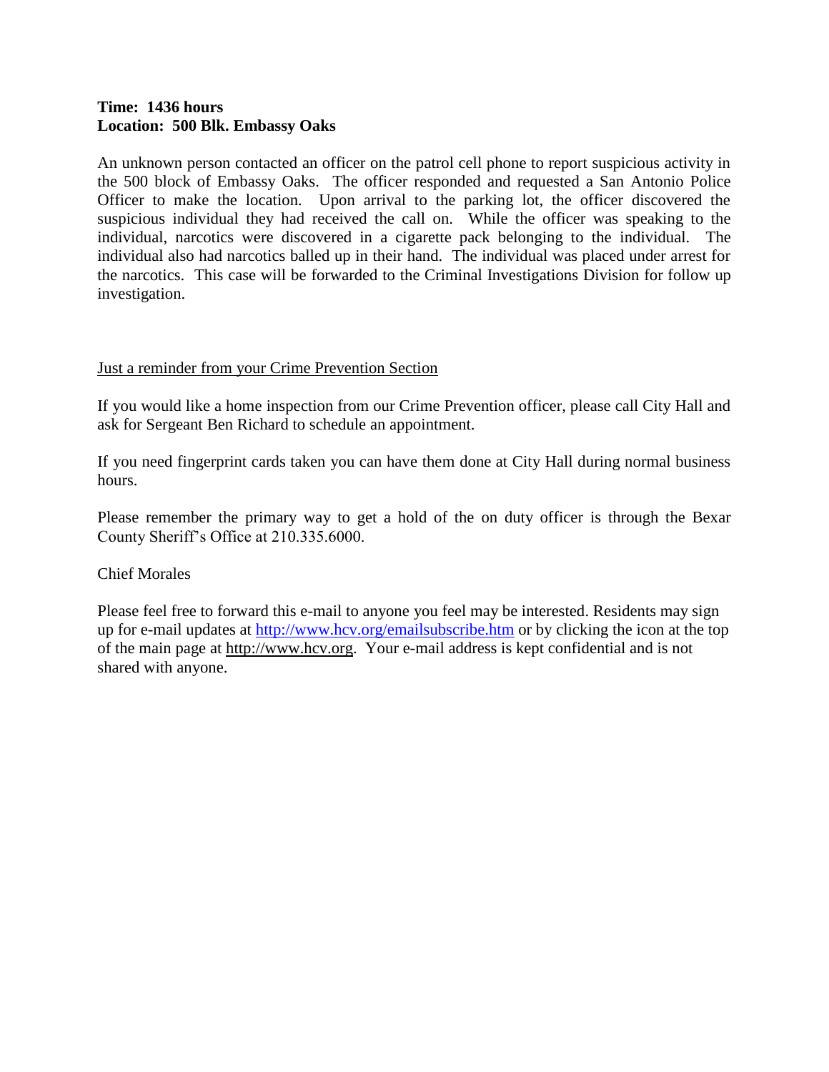**Time: 1436 hours**
**Location: 500 Blk. Embassy Oaks**

An unknown person contacted an officer on the patrol cell phone to report suspicious activity in the 500 block of Embassy Oaks. The officer responded and requested a San Antonio Police Officer to make the location. Upon arrival to the parking lot, the officer discovered the suspicious individual they had received the call on. While the officer was speaking to the individual, narcotics were discovered in a cigarette pack belonging to the individual. The individual also had narcotics balled up in their hand. The individual was placed under arrest for the narcotics. This case will be forwarded to the Criminal Investigations Division for follow up investigation.

Just a reminder from your Crime Prevention Section

If you would like a home inspection from our Crime Prevention officer, please call City Hall and ask for Sergeant Ben Richard to schedule an appointment.

If you need fingerprint cards taken you can have them done at City Hall during normal business hours.

Please remember the primary way to get a hold of the on duty officer is through the Bexar County Sheriff's Office at 210.335.6000.

Chief Morales

Please feel free to forward this e-mail to anyone you feel may be interested. Residents may sign up for e-mail updates at http://www.hcv.org/emailsubscribe.htm or by clicking the icon at the top of the main page at http://www.hcv.org. Your e-mail address is kept confidential and is not shared with anyone.